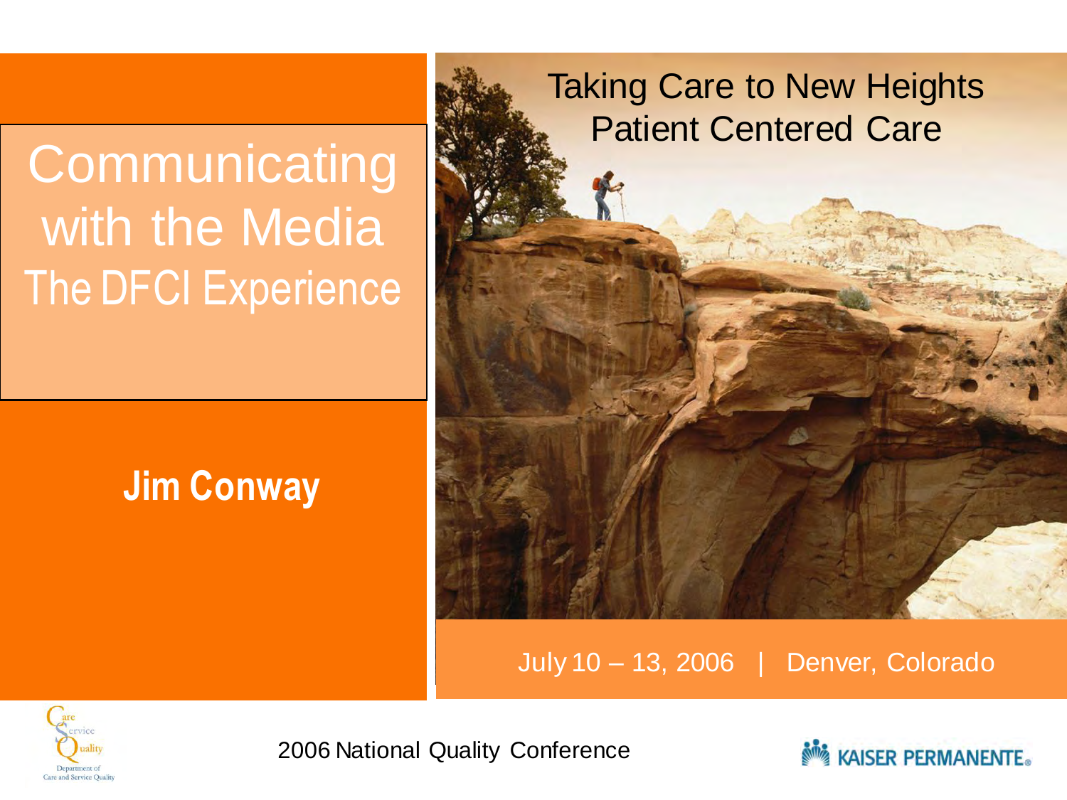# Communicating with the Media

## The DFCI Experience

**Jim Conway**

Taking Care to New Heights
Patient Centered Care

July 10 – 13, 2006 | Denver, Colorado

Care Service Quality
Department of Care and Service Quality

2006 National Quality Conference

KAISER PERMANENTE®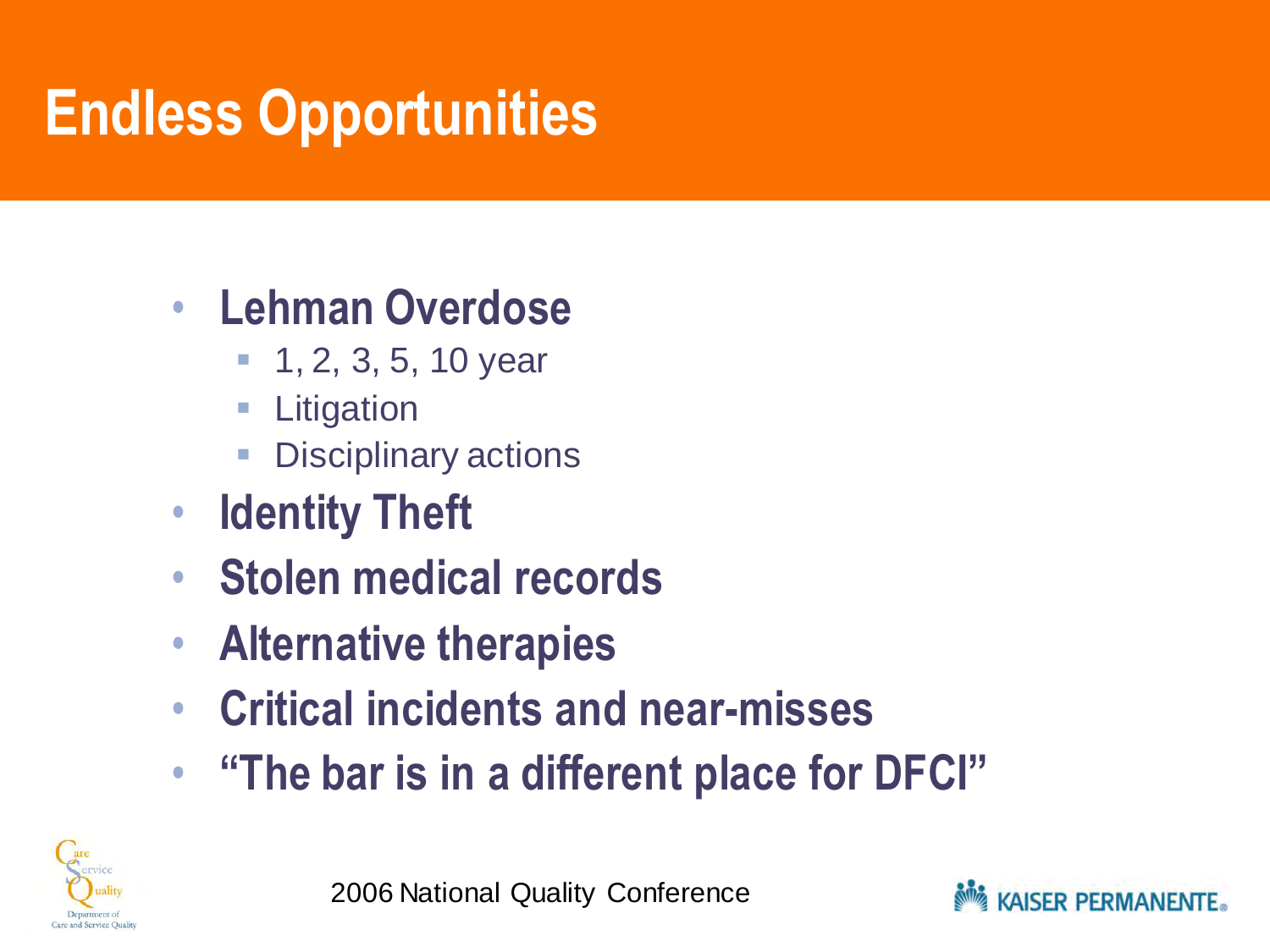# Endless Opportunities

- **Lehman Overdose**
  - 1, 2, 3, 5, 10 year
  - Litigation
  - Disciplinary actions
- **Identity Theft**
- **Stolen medical records**
- **Alternative therapies**
- **Critical incidents and near-misses**
- **"The bar is in a different place for DFCI"**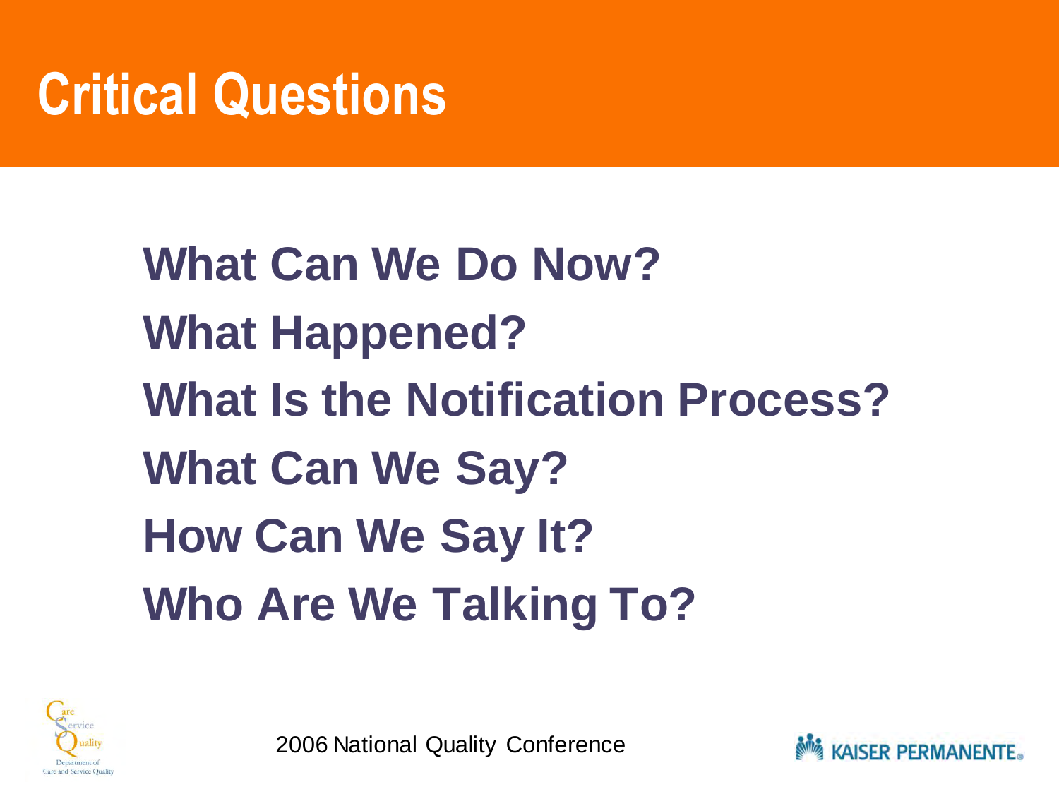# Critical Questions

**What Can We Do Now?**

**What Happened?**

**What Is the Notification Process?**

**What Can We Say?**

**How Can We Say It?**

**Who Are We Talking To?**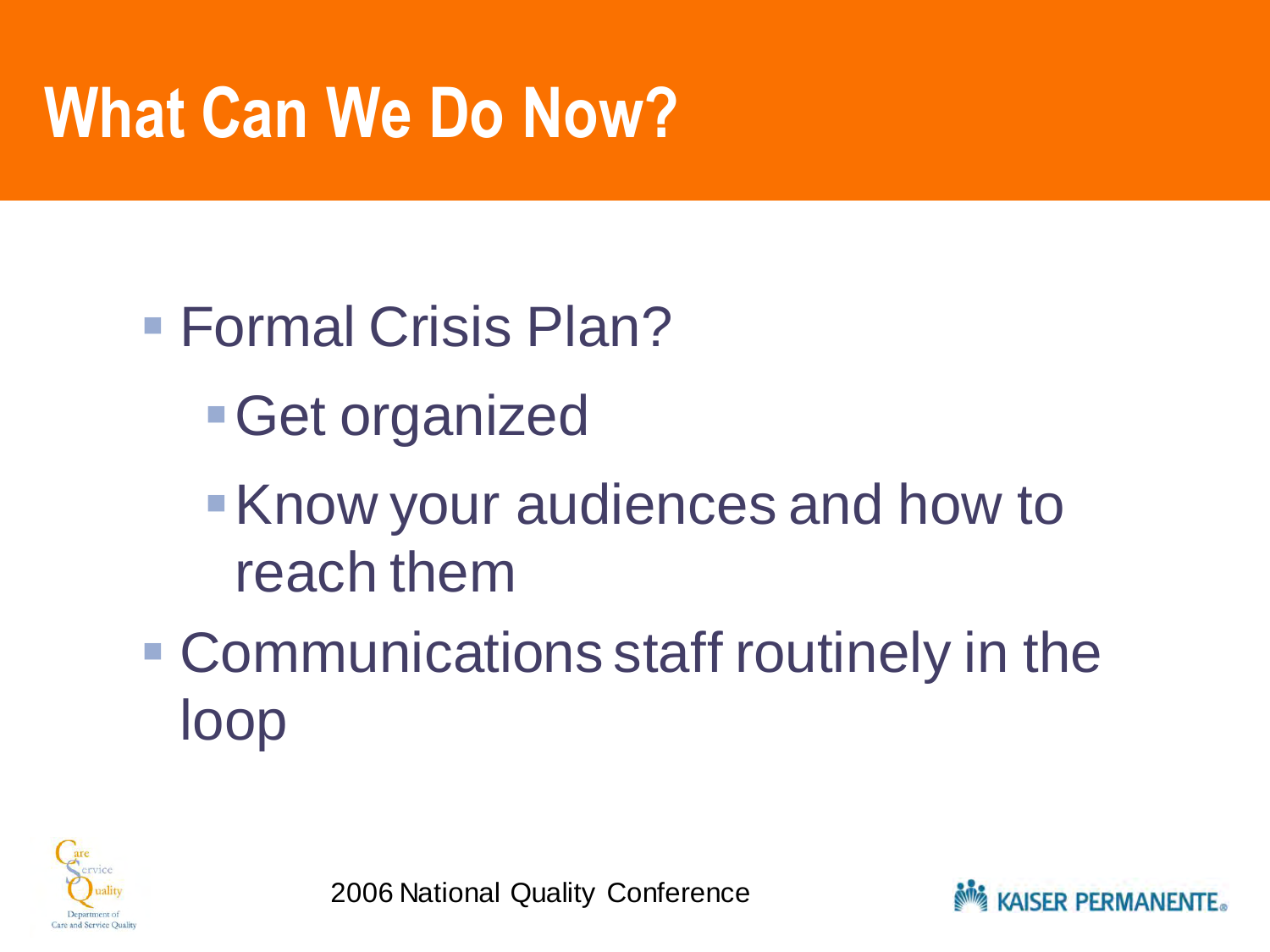# What Can We Do Now?

- Formal Crisis Plan?
  - Get organized
  - Know your audiences and how to reach them
- Communications staff routinely in the loop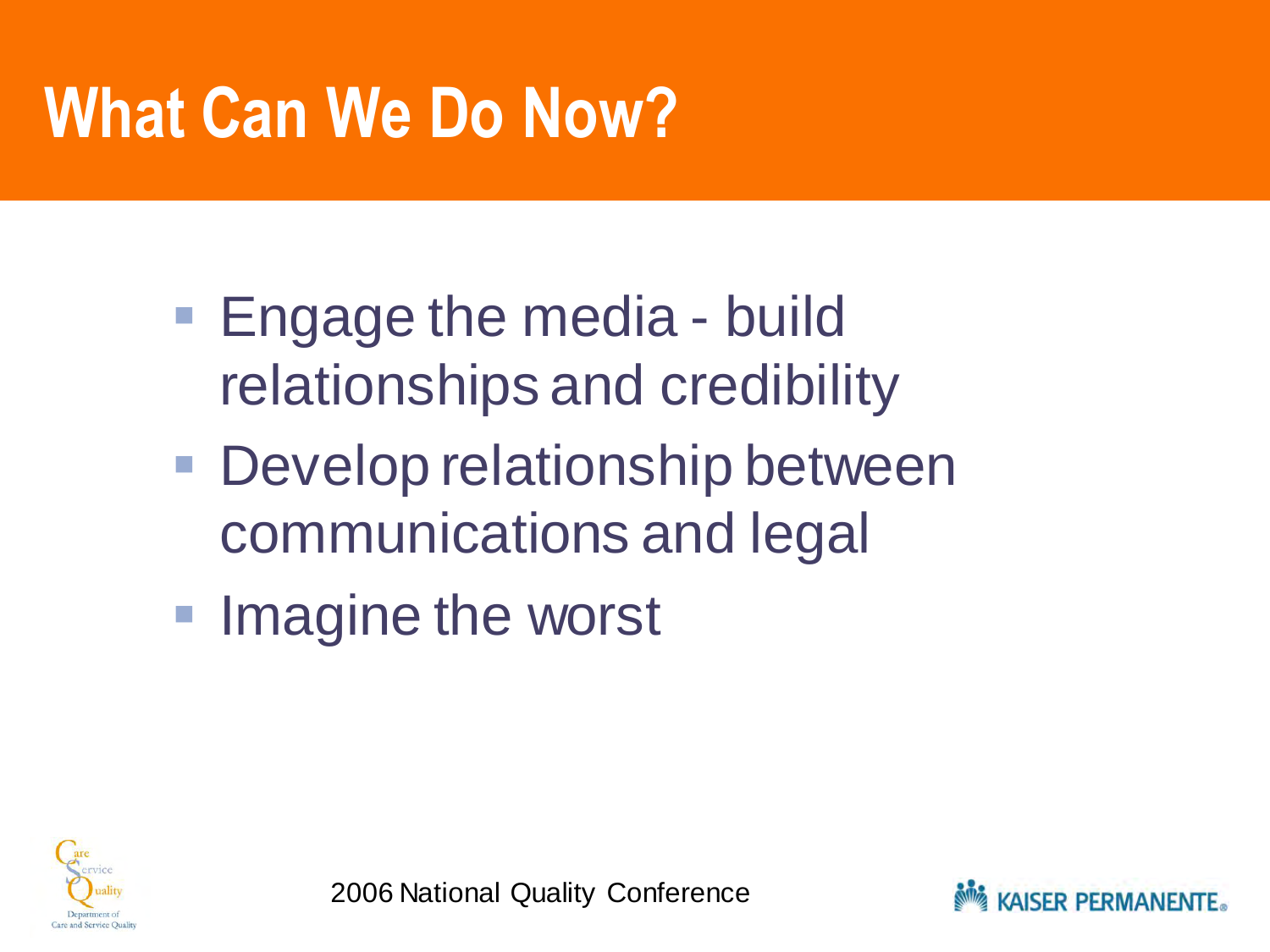# What Can We Do Now?

- Engage the media - build relationships and credibility
- Develop relationship between communications and legal
- Imagine the worst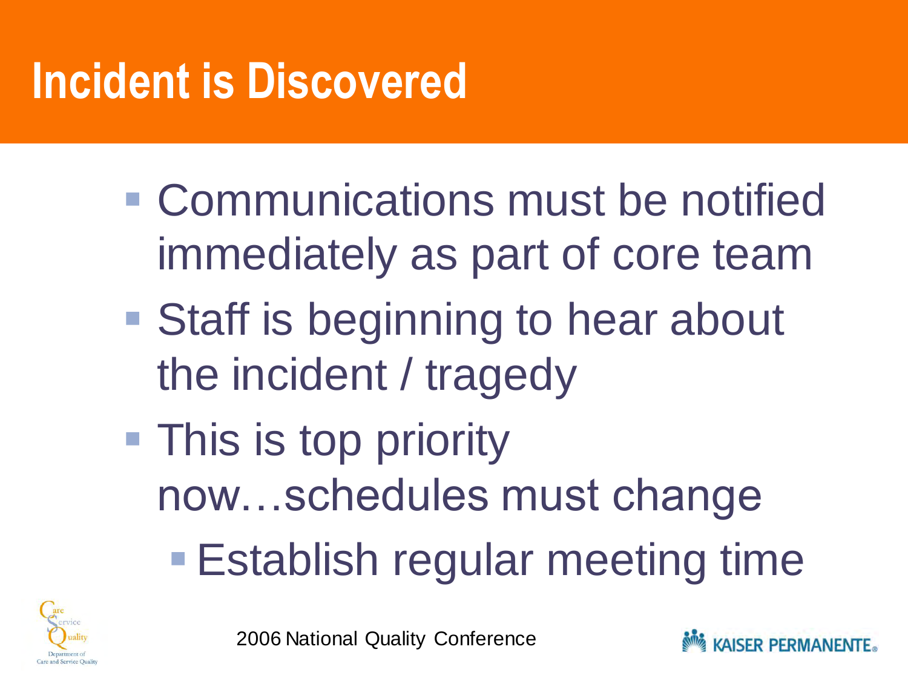# Incident is Discovered

- Communications must be notified immediately as part of core team
- Staff is beginning to hear about the incident / tragedy
- This is top priority now…schedules must change
  - Establish regular meeting time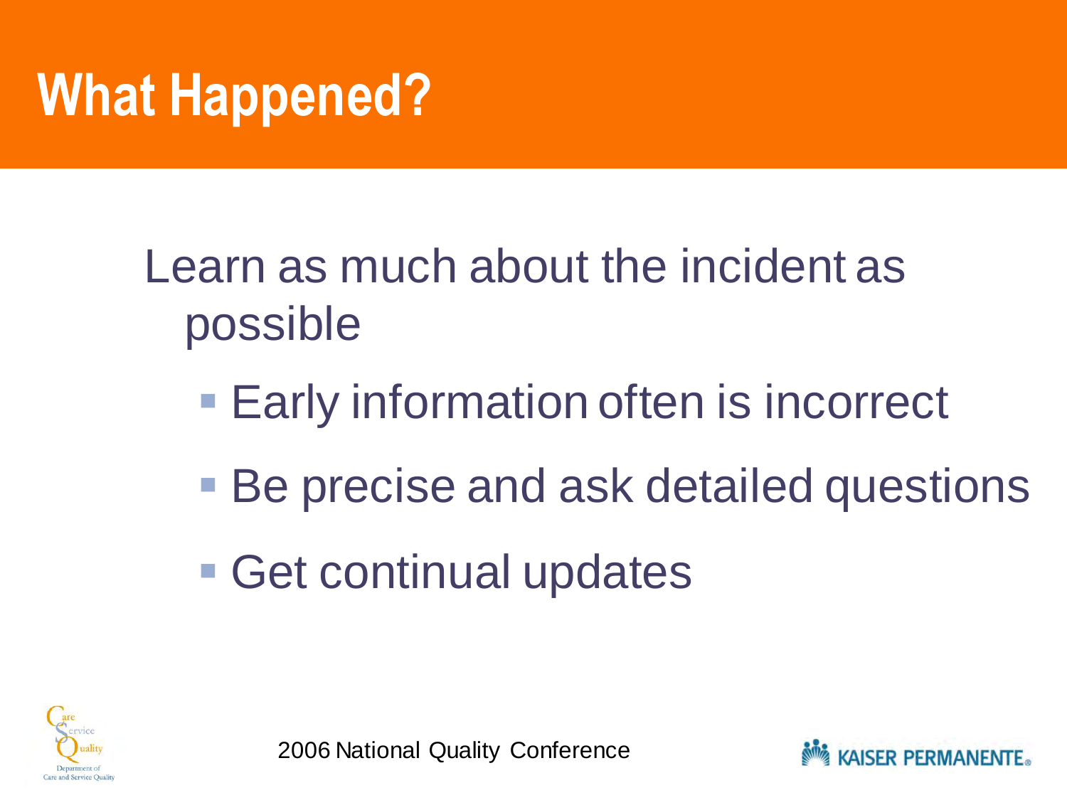# What Happened?

Learn as much about the incident as possible

- Early information often is incorrect
- Be precise and ask detailed questions
- Get continual updates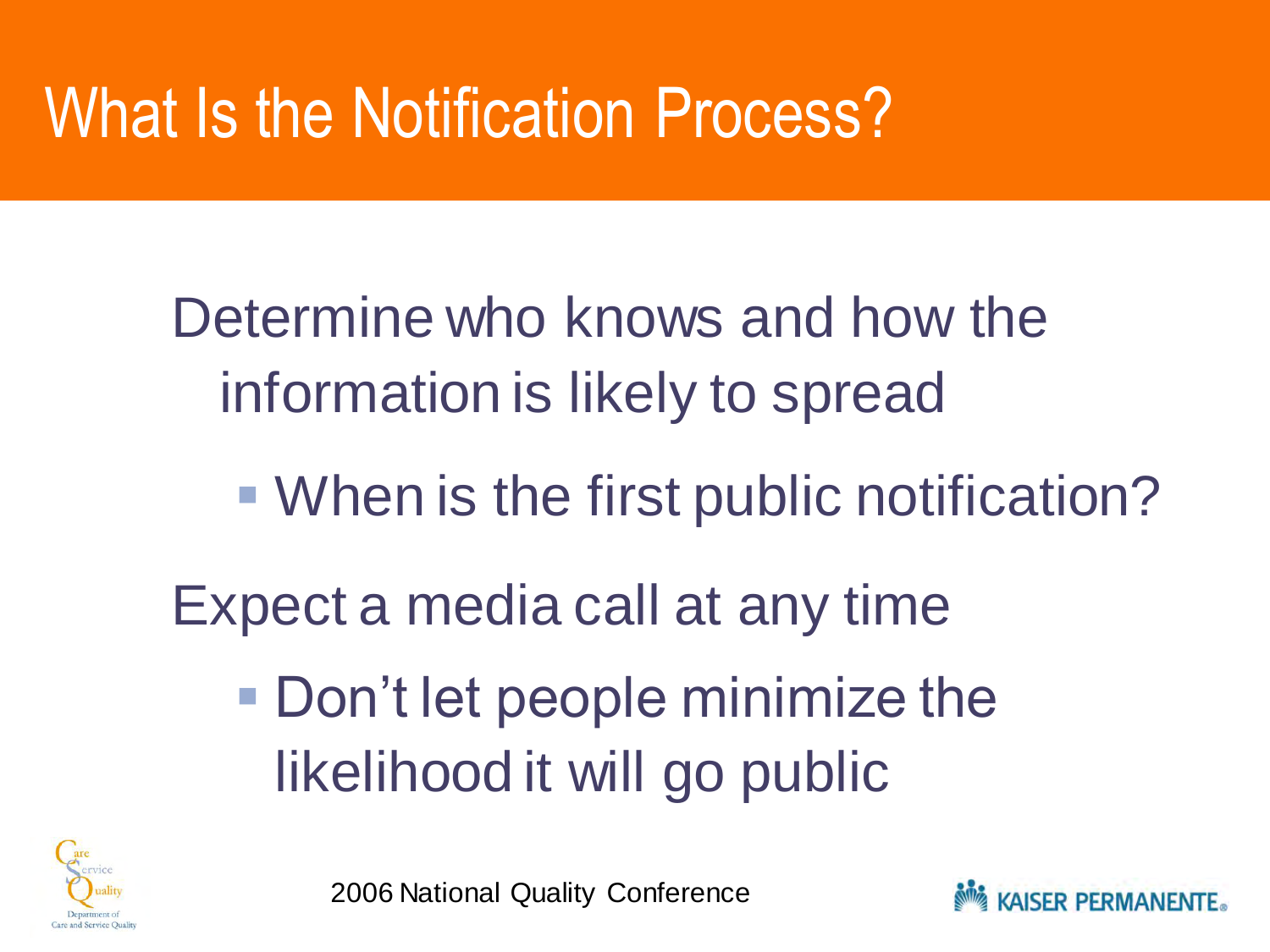# What Is the Notification Process?

Determine who knows and how the information is likely to spread

- When is the first public notification?

Expect a media call at any time

- Don't let people minimize the likelihood it will go public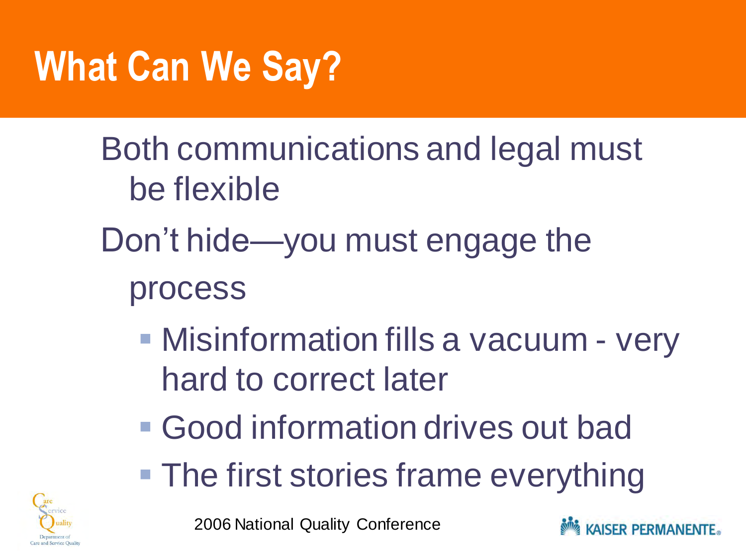# What Can We Say?

Both communications and legal must be flexible

Don't hide—you must engage the process

- Misinformation fills a vacuum - very hard to correct later
- Good information drives out bad
- The first stories frame everything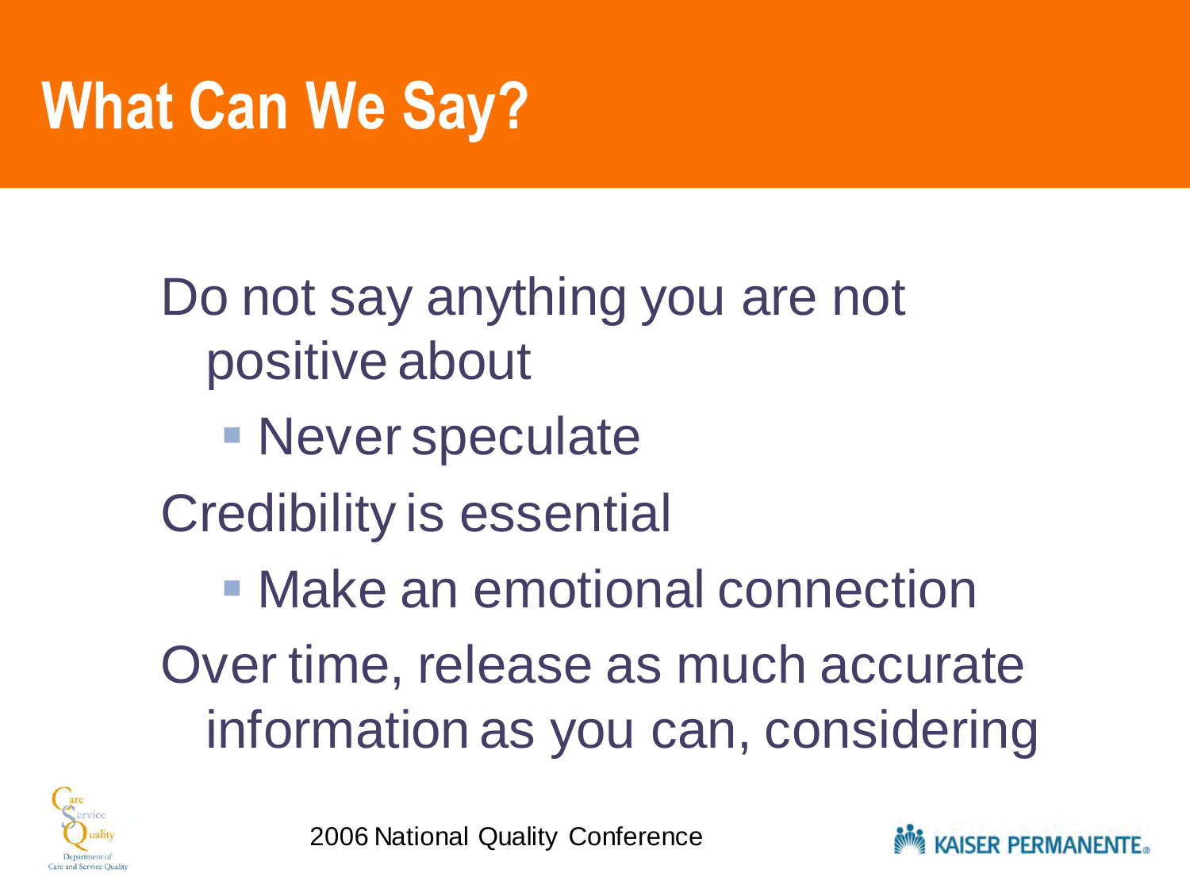# What Can We Say?

Do not say anything you are not positive about

- Never speculate

Credibility is essential

- Make an emotional connection

Over time, release as much accurate information as you can, considering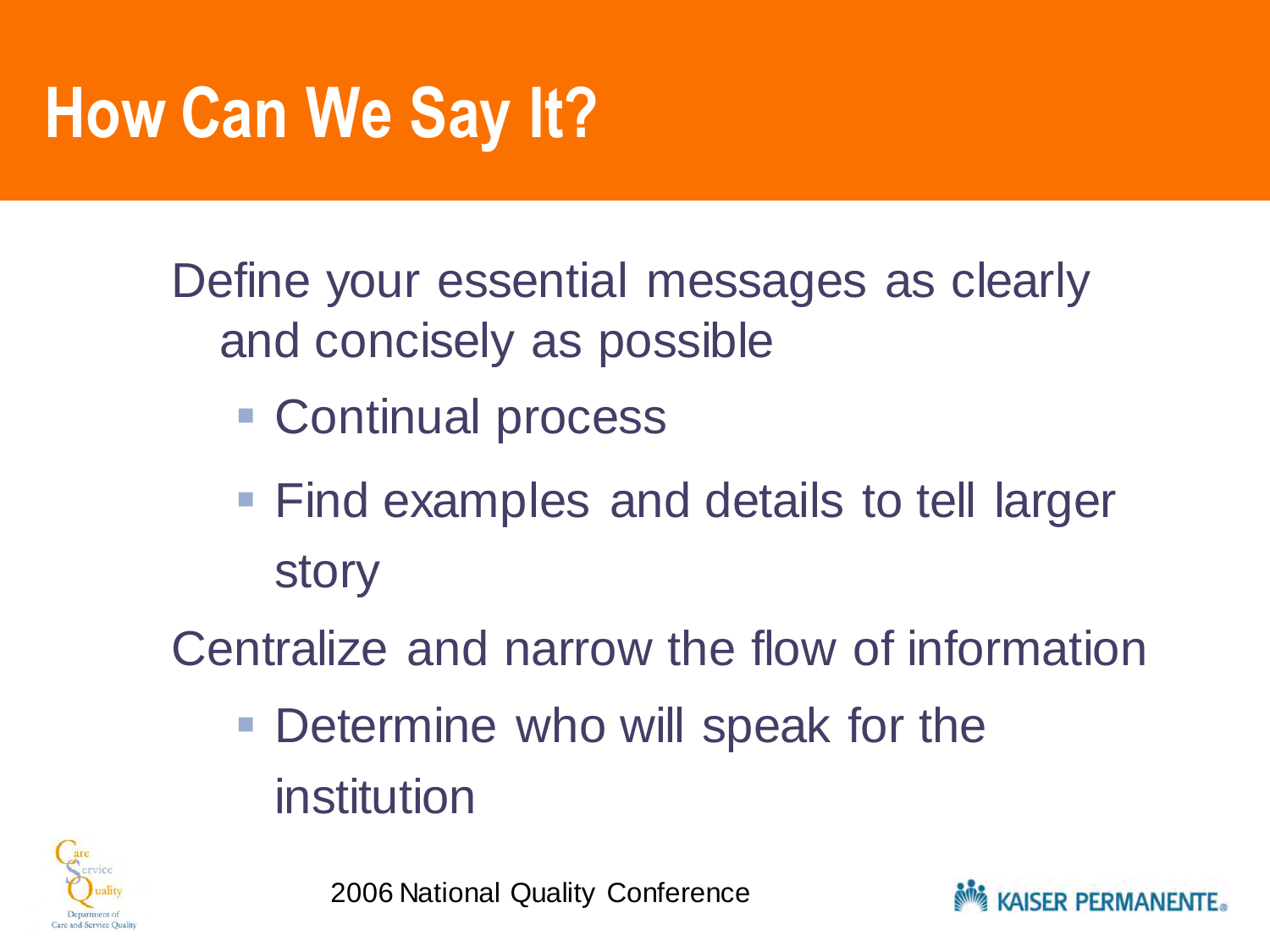# How Can We Say It?

Define your essential messages as clearly and concisely as possible

- Continual process
- Find examples and details to tell larger story

Centralize and narrow the flow of information

- Determine who will speak for the institution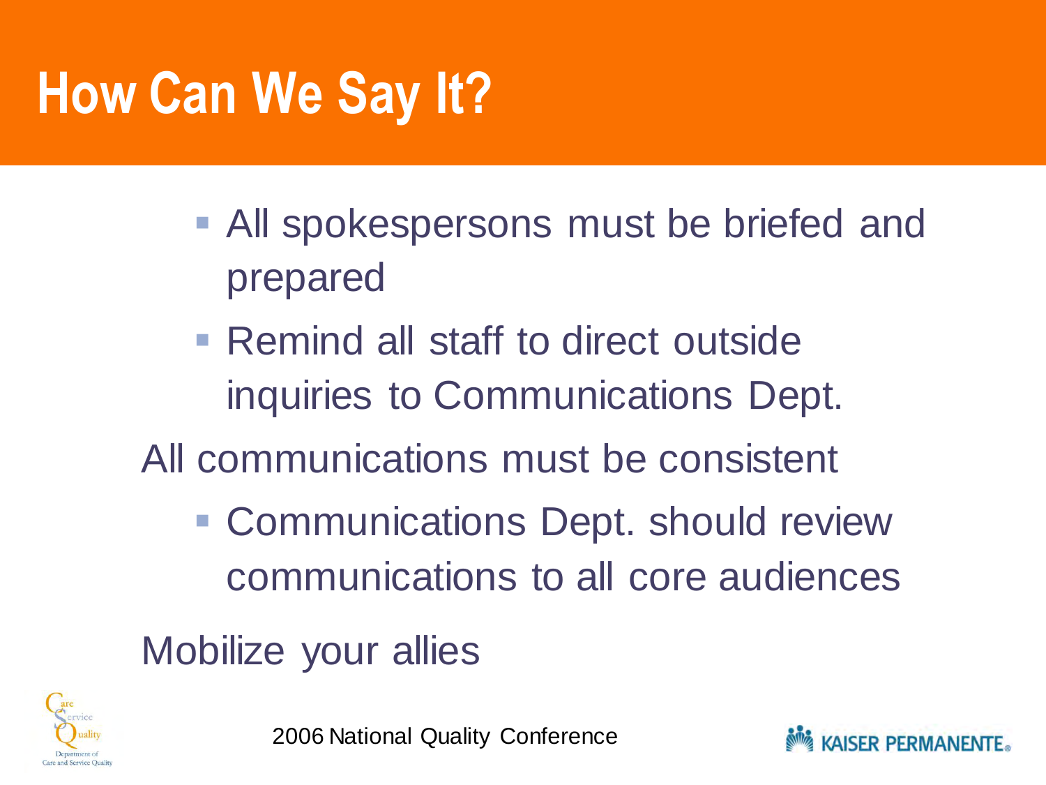# How Can We Say It?

- All spokespersons must be briefed and prepared
- Remind all staff to direct outside inquiries to Communications Dept.

All communications must be consistent

- Communications Dept. should review communications to all core audiences

Mobilize your allies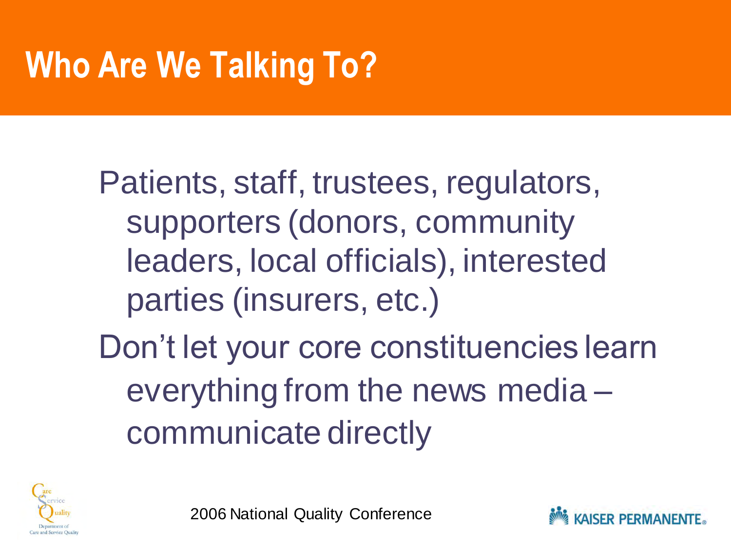# Who Are We Talking To?

Patients, staff, trustees, regulators, supporters (donors, community leaders, local officials), interested parties (insurers, etc.)

Don't let your core constituencies learn everything from the news media – communicate directly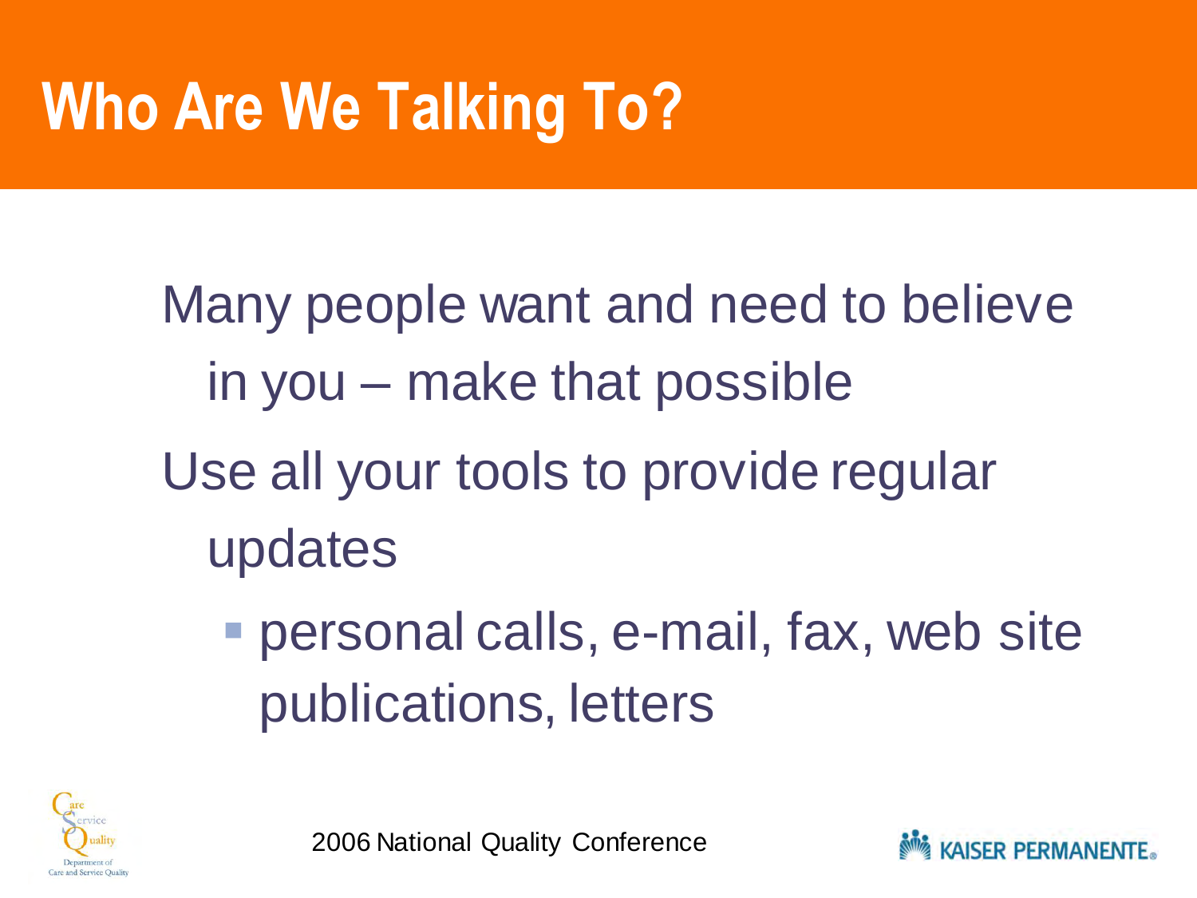# Who Are We Talking To?

Many people want and need to believe in you – make that possible

Use all your tools to provide regular updates

- personal calls, e-mail, fax, web site publications, letters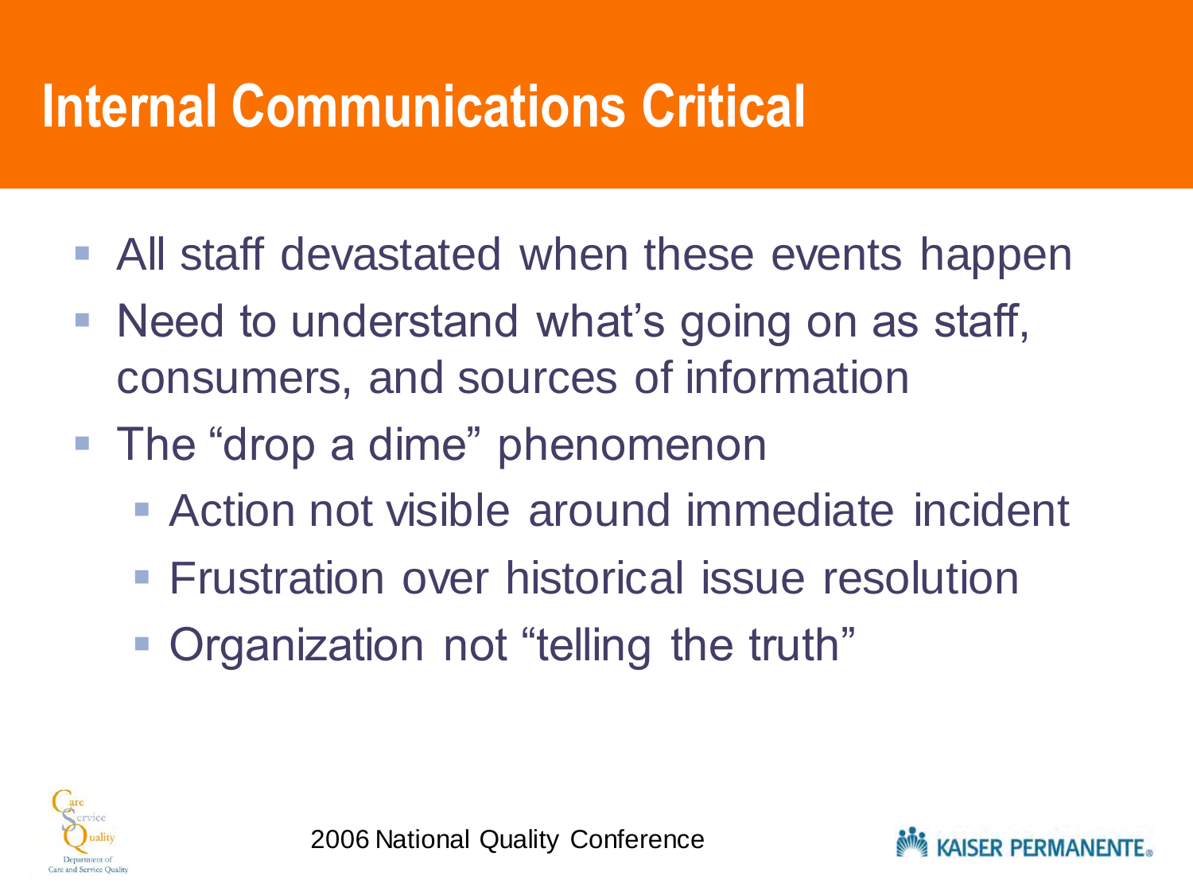# Internal Communications Critical

- All staff devastated when these events happen
- Need to understand what's going on as staff, consumers, and sources of information
- The "drop a dime" phenomenon
  - Action not visible around immediate incident
  - Frustration over historical issue resolution
  - Organization not "telling the truth"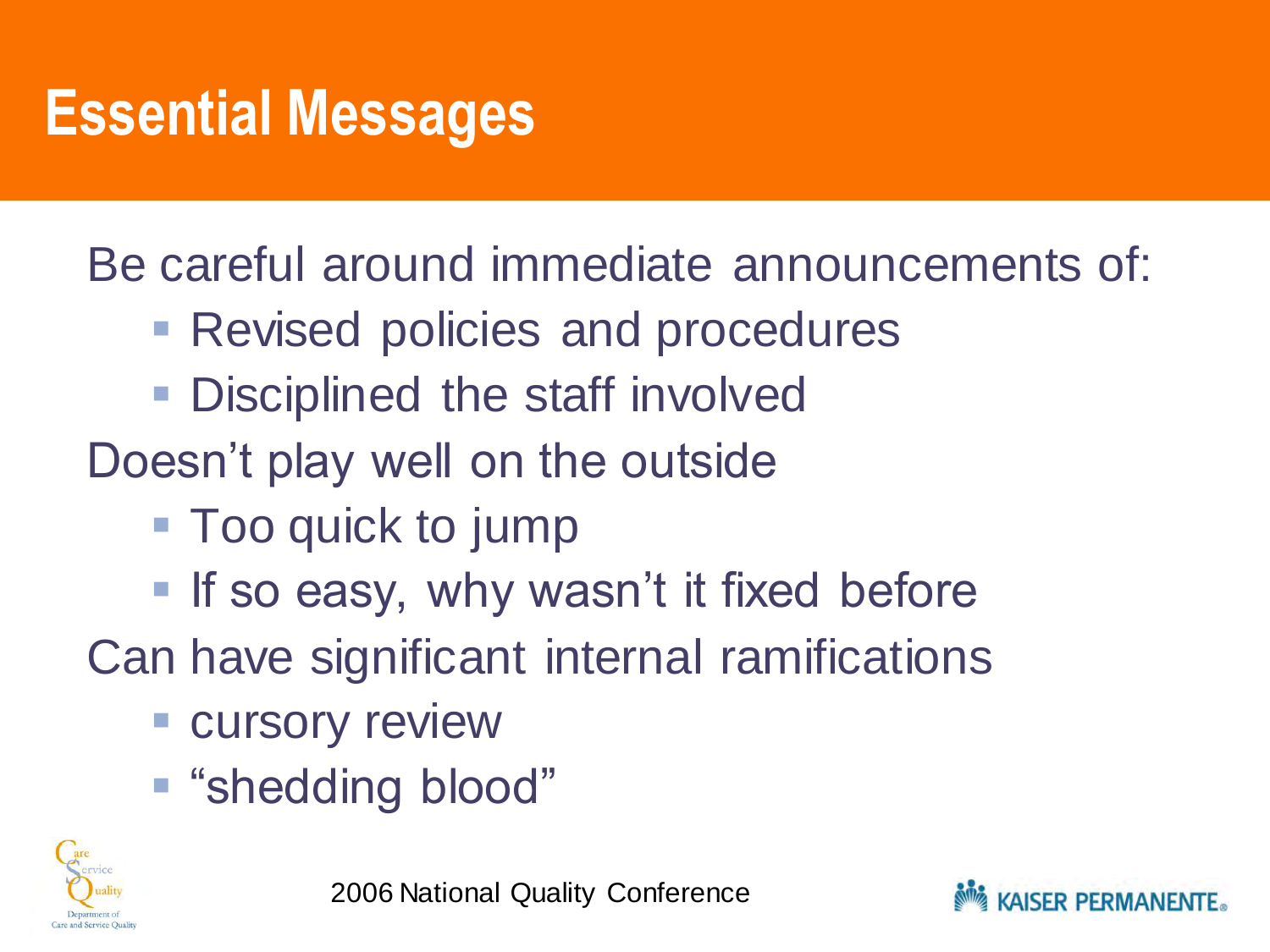# Essential Messages

Be careful around immediate announcements of:

- Revised policies and procedures
- Disciplined the staff involved

Doesn’t play well on the outside

- Too quick to jump
- If so easy, why wasn’t it fixed before

Can have significant internal ramifications

- cursory review
- “shedding blood”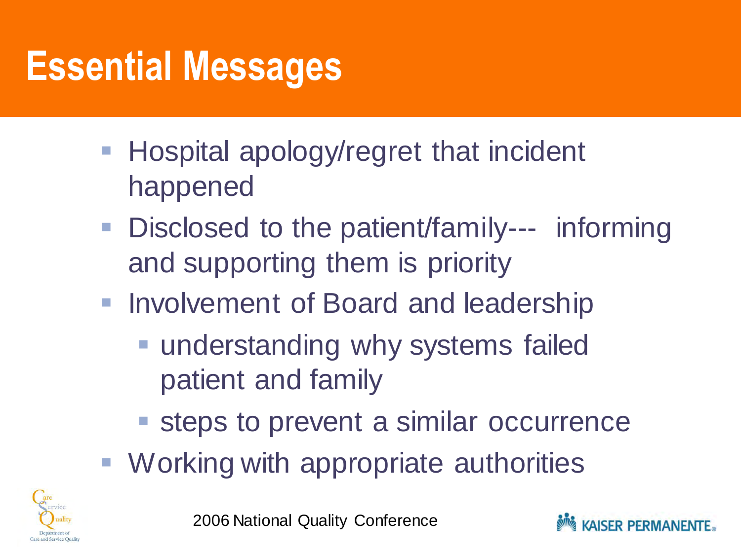# Essential Messages

- Hospital apology/regret that incident happened
- Disclosed to the patient/family--- informing and supporting them is priority
- Involvement of Board and leadership
  - understanding why systems failed patient and family
  - steps to prevent a similar occurrence
- Working with appropriate authorities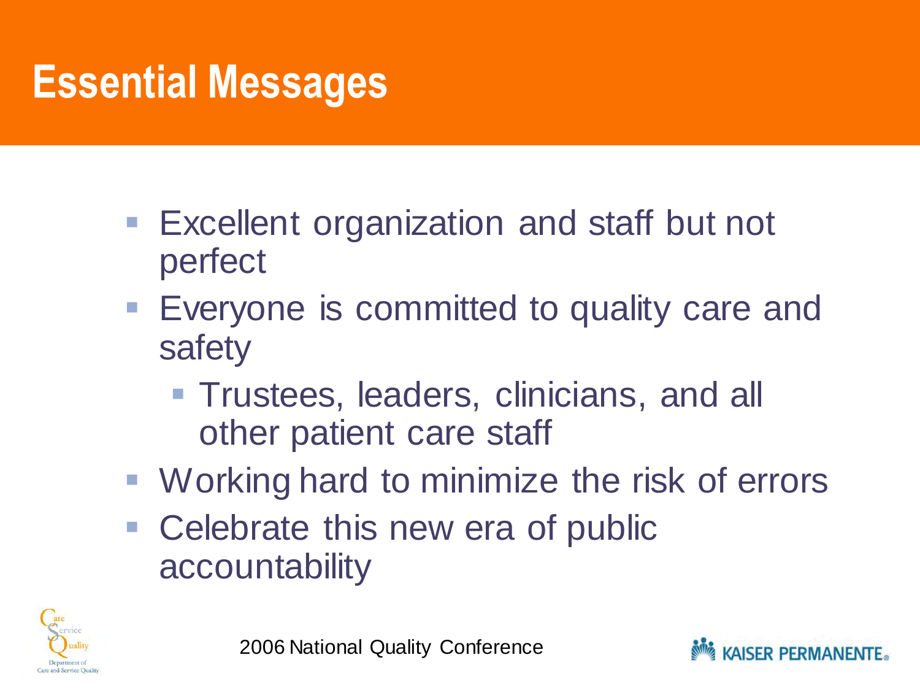# Essential Messages

- Excellent organization and staff but not perfect
- Everyone is committed to quality care and safety
  - Trustees, leaders, clinicians, and all other patient care staff
- Working hard to minimize the risk of errors
- Celebrate this new era of public accountability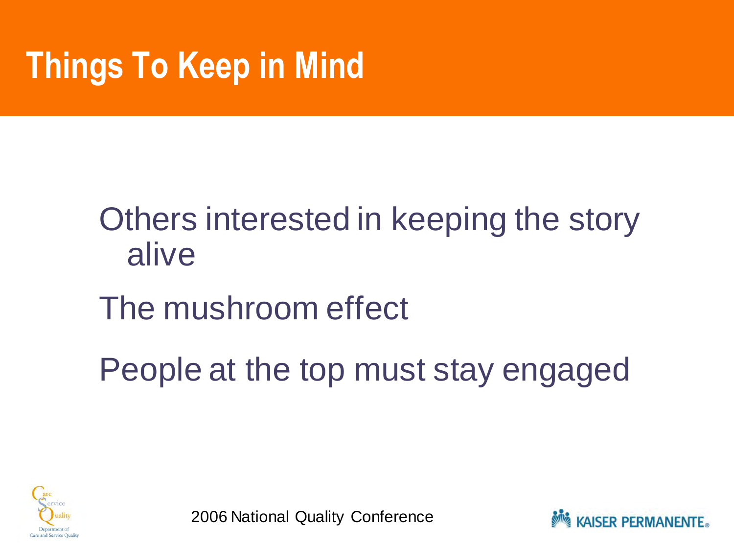# Things To Keep in Mind

- Others interested in keeping the story alive
- The mushroom effect
- People at the top must stay engaged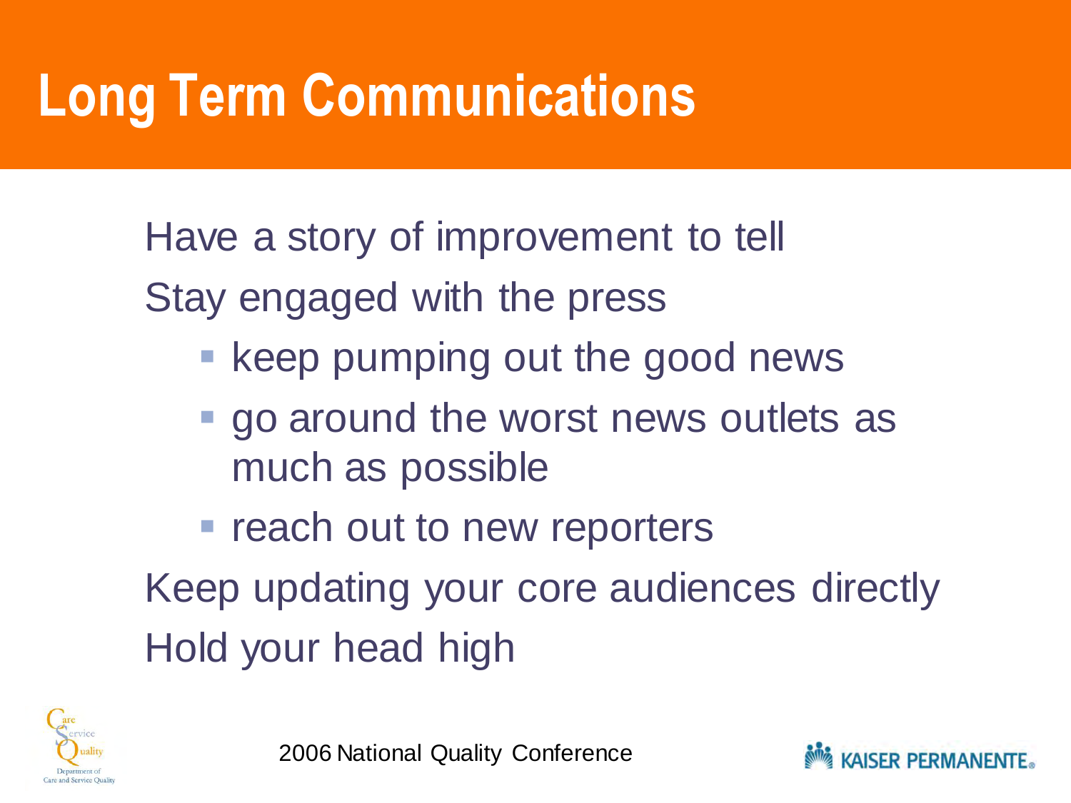# Long Term Communications

Have a story of improvement to tell

Stay engaged with the press

- keep pumping out the good news
- go around the worst news outlets as much as possible
- reach out to new reporters

Keep updating your core audiences directly

Hold your head high